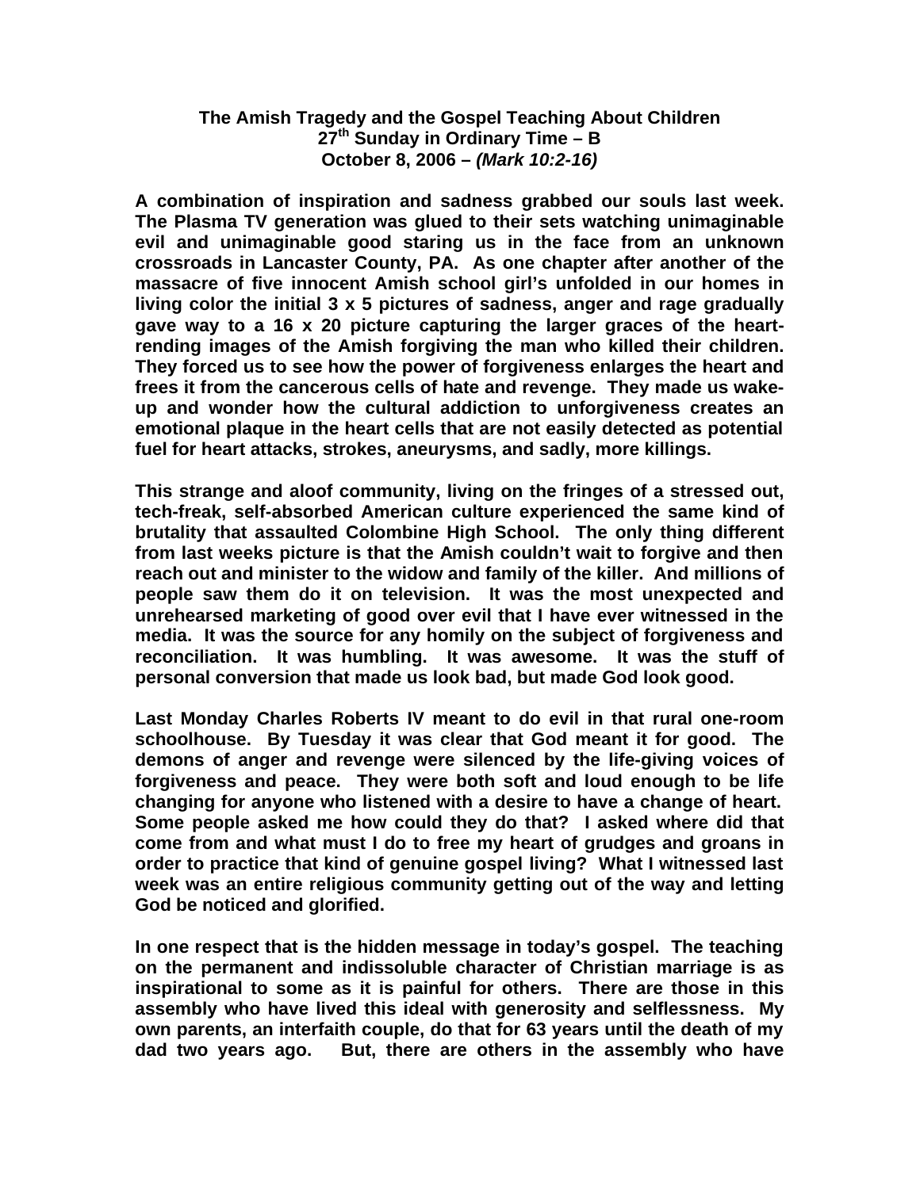**The Amish Tragedy and the Gospel Teaching About Children**
**27th Sunday in Ordinary Time – B**
**October 8, 2006 – *(Mark 10:2-16)***

**A combination of inspiration and sadness grabbed our souls last week. The Plasma TV generation was glued to their sets watching unimaginable evil and unimaginable good staring us in the face from an unknown crossroads in Lancaster County, PA. As one chapter after another of the massacre of five innocent Amish school girl's unfolded in our homes in living color the initial 3 x 5 pictures of sadness, anger and rage gradually gave way to a 16 x 20 picture capturing the larger graces of the heart-rending images of the Amish forgiving the man who killed their children. They forced us to see how the power of forgiveness enlarges the heart and frees it from the cancerous cells of hate and revenge. They made us wake-up and wonder how the cultural addiction to unforgiveness creates an emotional plaque in the heart cells that are not easily detected as potential fuel for heart attacks, strokes, aneurysms, and sadly, more killings.**

**This strange and aloof community, living on the fringes of a stressed out, tech-freak, self-absorbed American culture experienced the same kind of brutality that assaulted Colombine High School. The only thing different from last weeks picture is that the Amish couldn't wait to forgive and then reach out and minister to the widow and family of the killer. And millions of people saw them do it on television. It was the most unexpected and unrehearsed marketing of good over evil that I have ever witnessed in the media. It was the source for any homily on the subject of forgiveness and reconciliation. It was humbling. It was awesome. It was the stuff of personal conversion that made us look bad, but made God look good.**

**Last Monday Charles Roberts IV meant to do evil in that rural one-room schoolhouse. By Tuesday it was clear that God meant it for good. The demons of anger and revenge were silenced by the life-giving voices of forgiveness and peace. They were both soft and loud enough to be life changing for anyone who listened with a desire to have a change of heart. Some people asked me how could they do that? I asked where did that come from and what must I do to free my heart of grudges and groans in order to practice that kind of genuine gospel living? What I witnessed last week was an entire religious community getting out of the way and letting God be noticed and glorified.**

**In one respect that is the hidden message in today's gospel. The teaching on the permanent and indissoluble character of Christian marriage is as inspirational to some as it is painful for others. There are those in this assembly who have lived this ideal with generosity and selflessness. My own parents, an interfaith couple, do that for 63 years until the death of my dad two years ago. But, there are others in the assembly who have**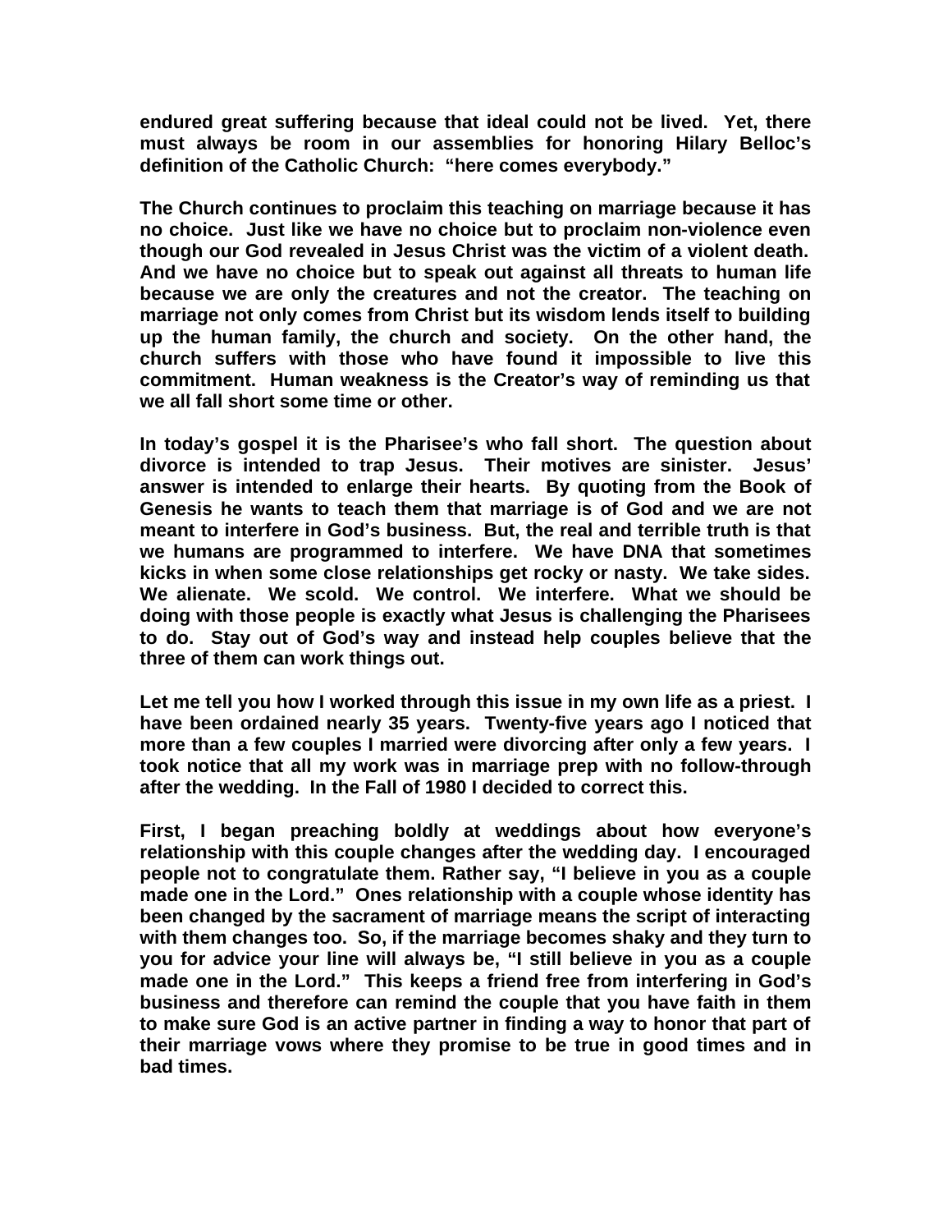**endured great suffering because that ideal could not be lived. Yet, there must always be room in our assemblies for honoring Hilary Belloc's definition of the Catholic Church: "here comes everybody."**

**The Church continues to proclaim this teaching on marriage because it has no choice. Just like we have no choice but to proclaim non-violence even though our God revealed in Jesus Christ was the victim of a violent death. And we have no choice but to speak out against all threats to human life because we are only the creatures and not the creator. The teaching on marriage not only comes from Christ but its wisdom lends itself to building up the human family, the church and society. On the other hand, the church suffers with those who have found it impossible to live this commitment. Human weakness is the Creator's way of reminding us that we all fall short some time or other.**

**In today's gospel it is the Pharisee's who fall short. The question about divorce is intended to trap Jesus. Their motives are sinister. Jesus' answer is intended to enlarge their hearts. By quoting from the Book of Genesis he wants to teach them that marriage is of God and we are not meant to interfere in God's business. But, the real and terrible truth is that we humans are programmed to interfere. We have DNA that sometimes kicks in when some close relationships get rocky or nasty. We take sides. We alienate. We scold. We control. We interfere. What we should be doing with those people is exactly what Jesus is challenging the Pharisees to do. Stay out of God's way and instead help couples believe that the three of them can work things out.**

**Let me tell you how I worked through this issue in my own life as a priest. I have been ordained nearly 35 years. Twenty-five years ago I noticed that more than a few couples I married were divorcing after only a few years. I took notice that all my work was in marriage prep with no follow-through after the wedding. In the Fall of 1980 I decided to correct this.**

**First, I began preaching boldly at weddings about how everyone's relationship with this couple changes after the wedding day. I encouraged people not to congratulate them. Rather say, "I believe in you as a couple made one in the Lord." Ones relationship with a couple whose identity has been changed by the sacrament of marriage means the script of interacting with them changes too. So, if the marriage becomes shaky and they turn to you for advice your line will always be, "I still believe in you as a couple made one in the Lord." This keeps a friend free from interfering in God's business and therefore can remind the couple that you have faith in them to make sure God is an active partner in finding a way to honor that part of their marriage vows where they promise to be true in good times and in bad times.**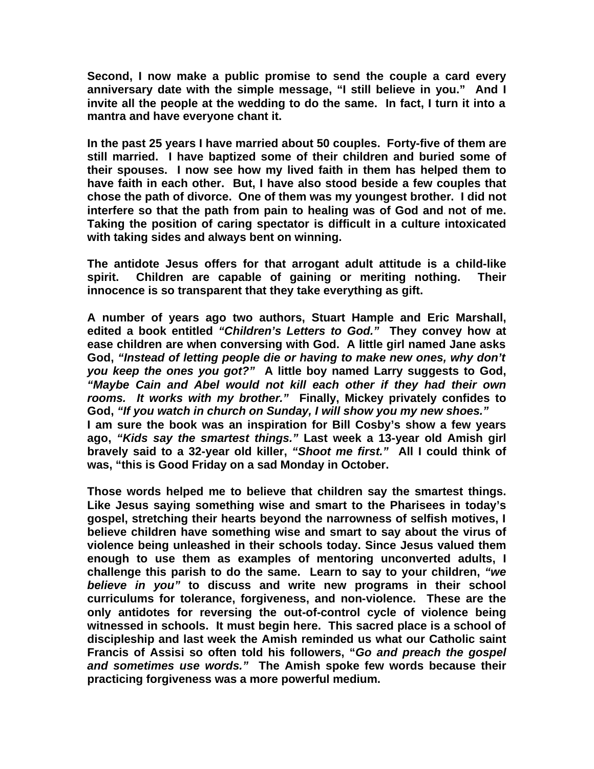**Second, I now make a public promise to send the couple a card every anniversary date with the simple message, "I still believe in you." And I invite all the people at the wedding to do the same. In fact, I turn it into a mantra and have everyone chant it.**

**In the past 25 years I have married about 50 couples. Forty-five of them are still married. I have baptized some of their children and buried some of their spouses. I now see how my lived faith in them has helped them to have faith in each other. But, I have also stood beside a few couples that chose the path of divorce. One of them was my youngest brother. I did not interfere so that the path from pain to healing was of God and not of me. Taking the position of caring spectator is difficult in a culture intoxicated with taking sides and always bent on winning.**

**The antidote Jesus offers for that arrogant adult attitude is a child-like spirit. Children are capable of gaining or meriting nothing. Their innocence is so transparent that they take everything as gift.**

**A number of years ago two authors, Stuart Hample and Eric Marshall, edited a book entitled *"Children's Letters to God."* They convey how at ease children are when conversing with God. A little girl named Jane asks God, *"Instead of letting people die or having to make new ones, why don't you keep the ones you got?"* A little boy named Larry suggests to God, *"Maybe Cain and Abel would not kill each other if they had their own rooms. It works with my brother."* Finally, Mickey privately confides to God, *"If you watch in church on Sunday, I will show you my new shoes."***
**I am sure the book was an inspiration for Bill Cosby's show a few years ago, *"Kids say the smartest things."* Last week a 13-year old Amish girl bravely said to a 32-year old killer, *"Shoot me first."* All I could think of was, "this is Good Friday on a sad Monday in October.**

**Those words helped me to believe that children say the smartest things. Like Jesus saying something wise and smart to the Pharisees in today's gospel, stretching their hearts beyond the narrowness of selfish motives, I believe children have something wise and smart to say about the virus of violence being unleashed in their schools today. Since Jesus valued them enough to use them as examples of mentoring unconverted adults, I challenge this parish to do the same. Learn to say to your children, *"we believe in you"* to discuss and write new programs in their school curriculums for tolerance, forgiveness, and non-violence. These are the only antidotes for reversing the out-of-control cycle of violence being witnessed in schools. It must begin here. This sacred place is a school of discipleship and last week the Amish reminded us what our Catholic saint Francis of Assisi so often told his followers, "*Go and preach the gospel and sometimes use words."* The Amish spoke few words because their practicing forgiveness was a more powerful medium.**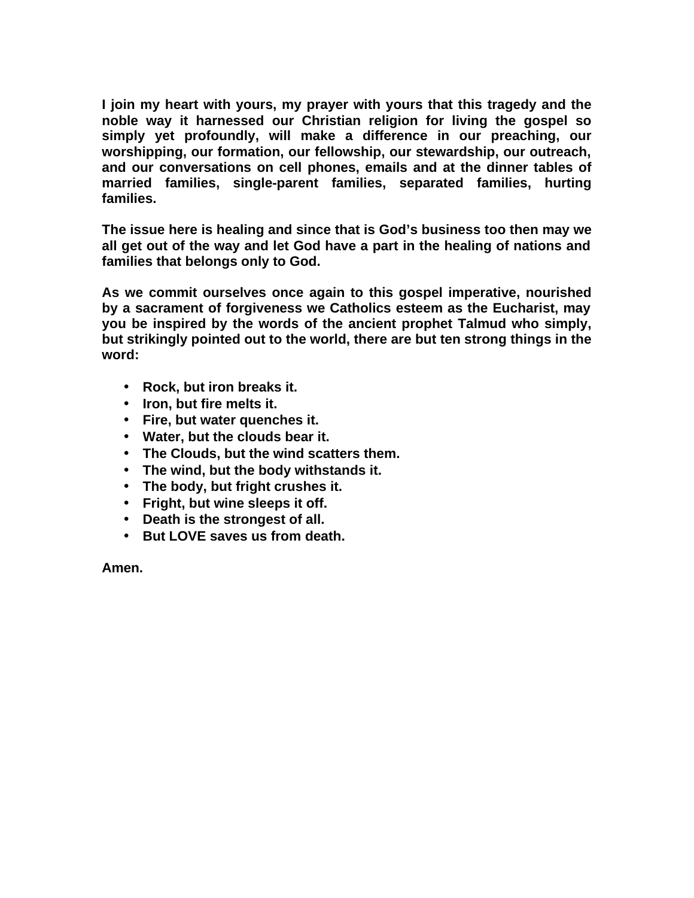**I join my heart with yours, my prayer with yours that this tragedy and the noble way it harnessed our Christian religion for living the gospel so simply yet profoundly, will make a difference in our preaching, our worshipping, our formation, our fellowship, our stewardship, our outreach, and our conversations on cell phones, emails and at the dinner tables of married families, single-parent families, separated families, hurting families.**

**The issue here is healing and since that is God's business too then may we all get out of the way and let God have a part in the healing of nations and families that belongs only to God.**

**As we commit ourselves once again to this gospel imperative, nourished by a sacrament of forgiveness we Catholics esteem as the Eucharist, may you be inspired by the words of the ancient prophet Talmud who simply, but strikingly pointed out to the world, there are but ten strong things in the word:**

- **Rock, but iron breaks it.**
- **Iron, but fire melts it.**
- **Fire, but water quenches it.**
- **Water, but the clouds bear it.**
- **The Clouds, but the wind scatters them.**
- **The wind, but the body withstands it.**
- **The body, but fright crushes it.**
- **Fright, but wine sleeps it off.**
- **Death is the strongest of all.**
- **But LOVE saves us from death.**

**Amen.**